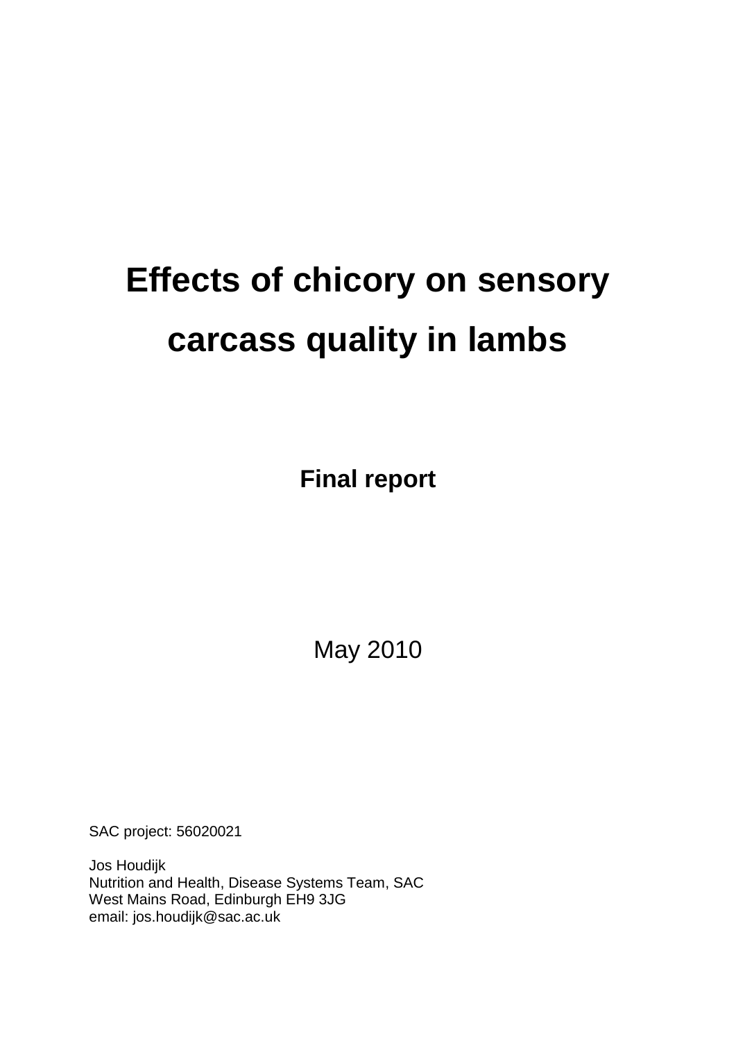# Effects of chicory on sensory carcass quality in lambs

**Final report**

May 2010

SAC project: 56020021

Jos Houdijk
Nutrition and Health, Disease Systems Team, SAC
West Mains Road, Edinburgh EH9 3JG
email: jos.houdijk@sac.ac.uk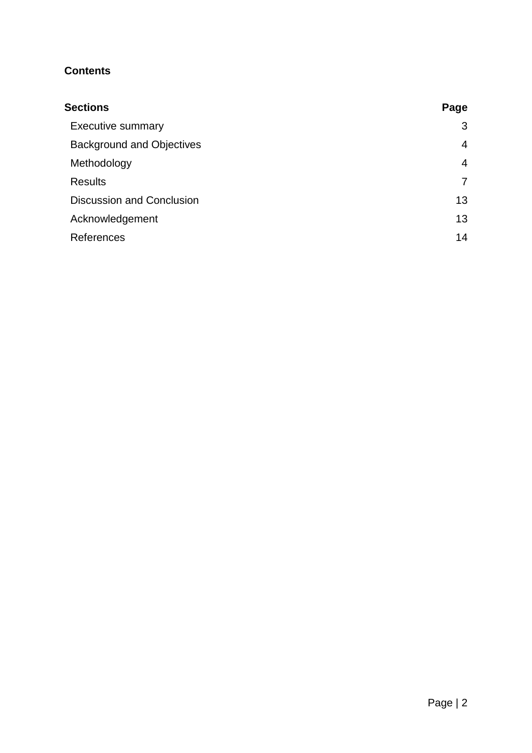**Contents**

| **Sections** | **Page** |
|---|---|
| Executive summary | 3 |
| Background and Objectives | 4 |
| Methodology | 4 |
| Results | 7 |
| Discussion and Conclusion | 13 |
| Acknowledgement | 13 |
| References | 14 |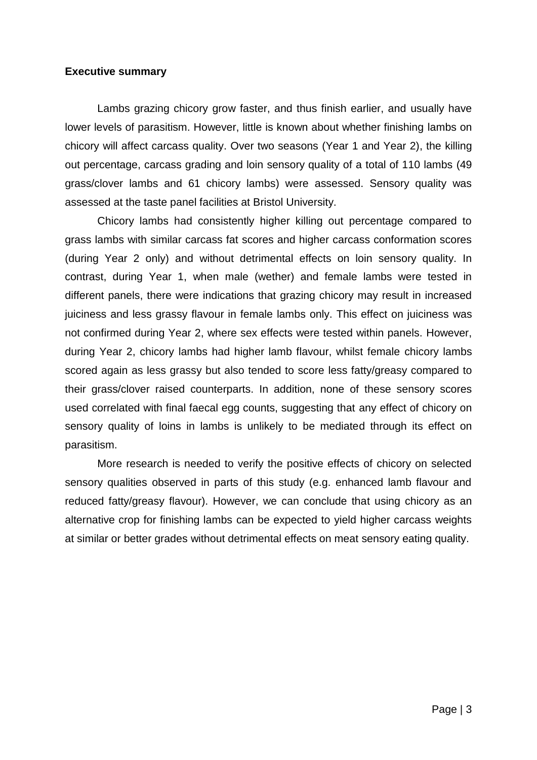**Executive summary**

Lambs grazing chicory grow faster, and thus finish earlier, and usually have lower levels of parasitism. However, little is known about whether finishing lambs on chicory will affect carcass quality. Over two seasons (Year 1 and Year 2), the killing out percentage, carcass grading and loin sensory quality of a total of 110 lambs (49 grass/clover lambs and 61 chicory lambs) were assessed. Sensory quality was assessed at the taste panel facilities at Bristol University.

Chicory lambs had consistently higher killing out percentage compared to grass lambs with similar carcass fat scores and higher carcass conformation scores (during Year 2 only) and without detrimental effects on loin sensory quality. In contrast, during Year 1, when male (wether) and female lambs were tested in different panels, there were indications that grazing chicory may result in increased juiciness and less grassy flavour in female lambs only. This effect on juiciness was not confirmed during Year 2, where sex effects were tested within panels. However, during Year 2, chicory lambs had higher lamb flavour, whilst female chicory lambs scored again as less grassy but also tended to score less fatty/greasy compared to their grass/clover raised counterparts. In addition, none of these sensory scores used correlated with final faecal egg counts, suggesting that any effect of chicory on sensory quality of loins in lambs is unlikely to be mediated through its effect on parasitism.

More research is needed to verify the positive effects of chicory on selected sensory qualities observed in parts of this study (e.g. enhanced lamb flavour and reduced fatty/greasy flavour). However, we can conclude that using chicory as an alternative crop for finishing lambs can be expected to yield higher carcass weights at similar or better grades without detrimental effects on meat sensory eating quality.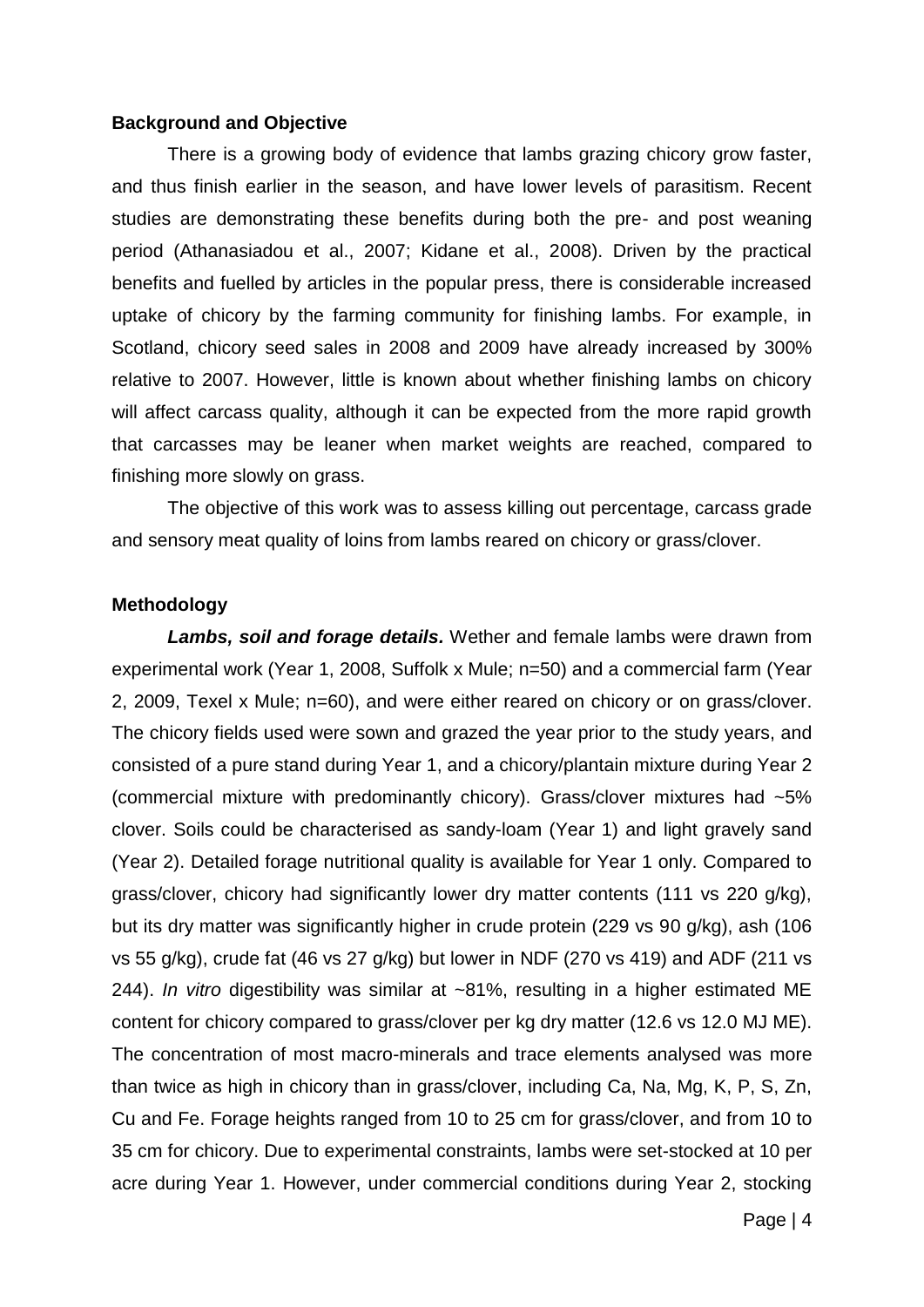**Background and Objective**

There is a growing body of evidence that lambs grazing chicory grow faster, and thus finish earlier in the season, and have lower levels of parasitism. Recent studies are demonstrating these benefits during both the pre- and post weaning period (Athanasiadou et al., 2007; Kidane et al., 2008). Driven by the practical benefits and fuelled by articles in the popular press, there is considerable increased uptake of chicory by the farming community for finishing lambs. For example, in Scotland, chicory seed sales in 2008 and 2009 have already increased by 300% relative to 2007. However, little is known about whether finishing lambs on chicory will affect carcass quality, although it can be expected from the more rapid growth that carcasses may be leaner when market weights are reached, compared to finishing more slowly on grass.

The objective of this work was to assess killing out percentage, carcass grade and sensory meat quality of loins from lambs reared on chicory or grass/clover.

**Methodology**

***Lambs, soil and forage details.*** Wether and female lambs were drawn from experimental work (Year 1, 2008, Suffolk x Mule; n=50) and a commercial farm (Year 2, 2009, Texel x Mule; n=60), and were either reared on chicory or on grass/clover. The chicory fields used were sown and grazed the year prior to the study years, and consisted of a pure stand during Year 1, and a chicory/plantain mixture during Year 2 (commercial mixture with predominantly chicory). Grass/clover mixtures had ~5% clover. Soils could be characterised as sandy-loam (Year 1) and light gravely sand (Year 2). Detailed forage nutritional quality is available for Year 1 only. Compared to grass/clover, chicory had significantly lower dry matter contents (111 vs 220 g/kg), but its dry matter was significantly higher in crude protein (229 vs 90 g/kg), ash (106 vs 55 g/kg), crude fat (46 vs 27 g/kg) but lower in NDF (270 vs 419) and ADF (211 vs 244). *In vitro* digestibility was similar at ~81%, resulting in a higher estimated ME content for chicory compared to grass/clover per kg dry matter (12.6 vs 12.0 MJ ME). The concentration of most macro-minerals and trace elements analysed was more than twice as high in chicory than in grass/clover, including Ca, Na, Mg, K, P, S, Zn, Cu and Fe. Forage heights ranged from 10 to 25 cm for grass/clover, and from 10 to 35 cm for chicory. Due to experimental constraints, lambs were set-stocked at 10 per acre during Year 1. However, under commercial conditions during Year 2, stocking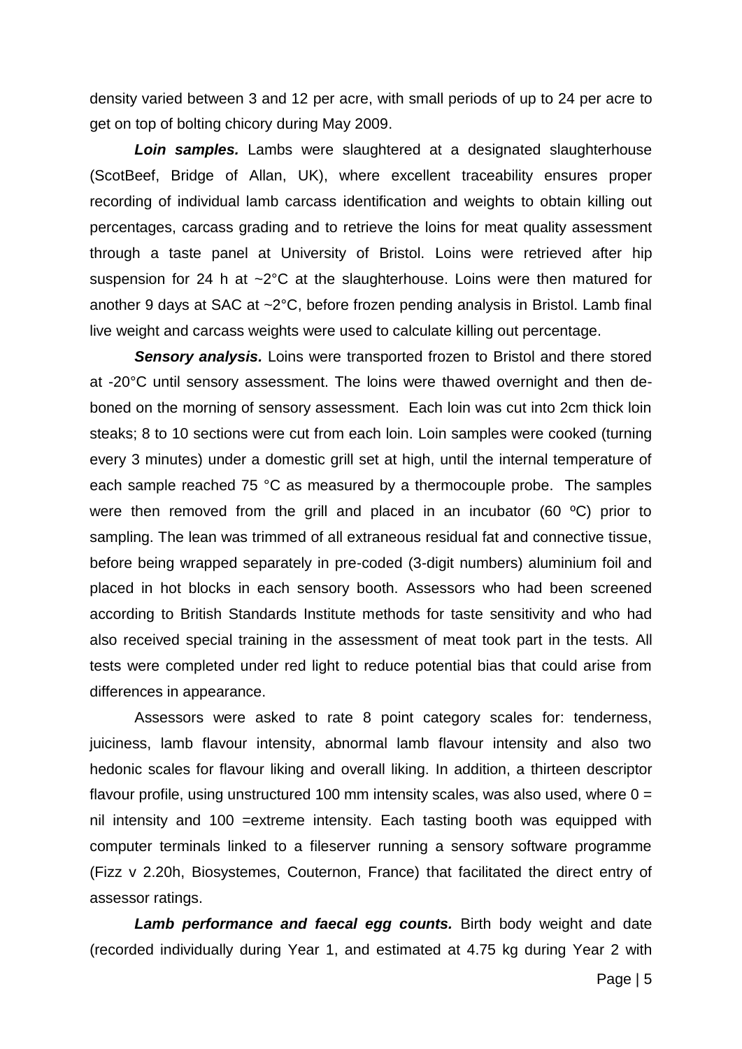density varied between 3 and 12 per acre, with small periods of up to 24 per acre to get on top of bolting chicory during May 2009.

***Loin samples.*** Lambs were slaughtered at a designated slaughterhouse (ScotBeef, Bridge of Allan, UK), where excellent traceability ensures proper recording of individual lamb carcass identification and weights to obtain killing out percentages, carcass grading and to retrieve the loins for meat quality assessment through a taste panel at University of Bristol. Loins were retrieved after hip suspension for 24 h at ~2°C at the slaughterhouse. Loins were then matured for another 9 days at SAC at ~2°C, before frozen pending analysis in Bristol. Lamb final live weight and carcass weights were used to calculate killing out percentage.

***Sensory analysis.*** Loins were transported frozen to Bristol and there stored at -20°C until sensory assessment. The loins were thawed overnight and then de-boned on the morning of sensory assessment. Each loin was cut into 2cm thick loin steaks; 8 to 10 sections were cut from each loin. Loin samples were cooked (turning every 3 minutes) under a domestic grill set at high, until the internal temperature of each sample reached 75 °C as measured by a thermocouple probe. The samples were then removed from the grill and placed in an incubator (60 ºC) prior to sampling. The lean was trimmed of all extraneous residual fat and connective tissue, before being wrapped separately in pre-coded (3-digit numbers) aluminium foil and placed in hot blocks in each sensory booth. Assessors who had been screened according to British Standards Institute methods for taste sensitivity and who had also received special training in the assessment of meat took part in the tests. All tests were completed under red light to reduce potential bias that could arise from differences in appearance.

Assessors were asked to rate 8 point category scales for: tenderness, juiciness, lamb flavour intensity, abnormal lamb flavour intensity and also two hedonic scales for flavour liking and overall liking. In addition, a thirteen descriptor flavour profile, using unstructured 100 mm intensity scales, was also used, where 0 = nil intensity and 100 =extreme intensity. Each tasting booth was equipped with computer terminals linked to a fileserver running a sensory software programme (Fizz v 2.20h, Biosystemes, Couternon, France) that facilitated the direct entry of assessor ratings.

***Lamb performance and faecal egg counts.*** Birth body weight and date (recorded individually during Year 1, and estimated at 4.75 kg during Year 2 with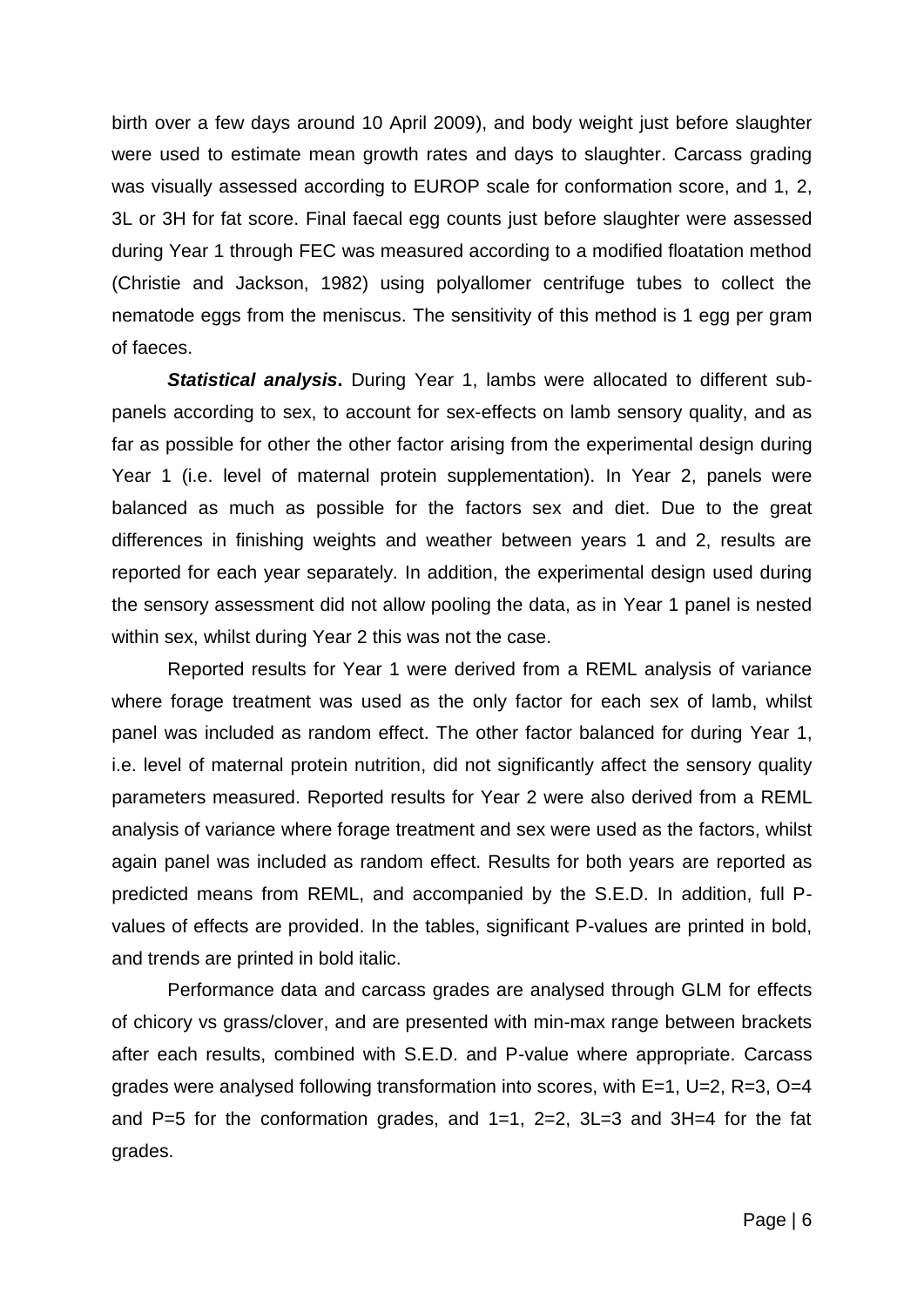birth over a few days around 10 April 2009), and body weight just before slaughter were used to estimate mean growth rates and days to slaughter. Carcass grading was visually assessed according to EUROP scale for conformation score, and 1, 2, 3L or 3H for fat score. Final faecal egg counts just before slaughter were assessed during Year 1 through FEC was measured according to a modified floatation method (Christie and Jackson, 1982) using polyallomer centrifuge tubes to collect the nematode eggs from the meniscus. The sensitivity of this method is 1 egg per gram of faeces.

***Statistical analysis*.** During Year 1, lambs were allocated to different sub-panels according to sex, to account for sex-effects on lamb sensory quality, and as far as possible for other the other factor arising from the experimental design during Year 1 (i.e. level of maternal protein supplementation). In Year 2, panels were balanced as much as possible for the factors sex and diet. Due to the great differences in finishing weights and weather between years 1 and 2, results are reported for each year separately. In addition, the experimental design used during the sensory assessment did not allow pooling the data, as in Year 1 panel is nested within sex, whilst during Year 2 this was not the case.

Reported results for Year 1 were derived from a REML analysis of variance where forage treatment was used as the only factor for each sex of lamb, whilst panel was included as random effect. The other factor balanced for during Year 1, i.e. level of maternal protein nutrition, did not significantly affect the sensory quality parameters measured. Reported results for Year 2 were also derived from a REML analysis of variance where forage treatment and sex were used as the factors, whilst again panel was included as random effect. Results for both years are reported as predicted means from REML, and accompanied by the S.E.D. In addition, full P-values of effects are provided. In the tables, significant P-values are printed in bold, and trends are printed in bold italic.

Performance data and carcass grades are analysed through GLM for effects of chicory vs grass/clover, and are presented with min-max range between brackets after each results, combined with S.E.D. and P-value where appropriate. Carcass grades were analysed following transformation into scores, with E=1, U=2, R=3, O=4 and P=5 for the conformation grades, and 1=1, 2=2, 3L=3 and 3H=4 for the fat grades.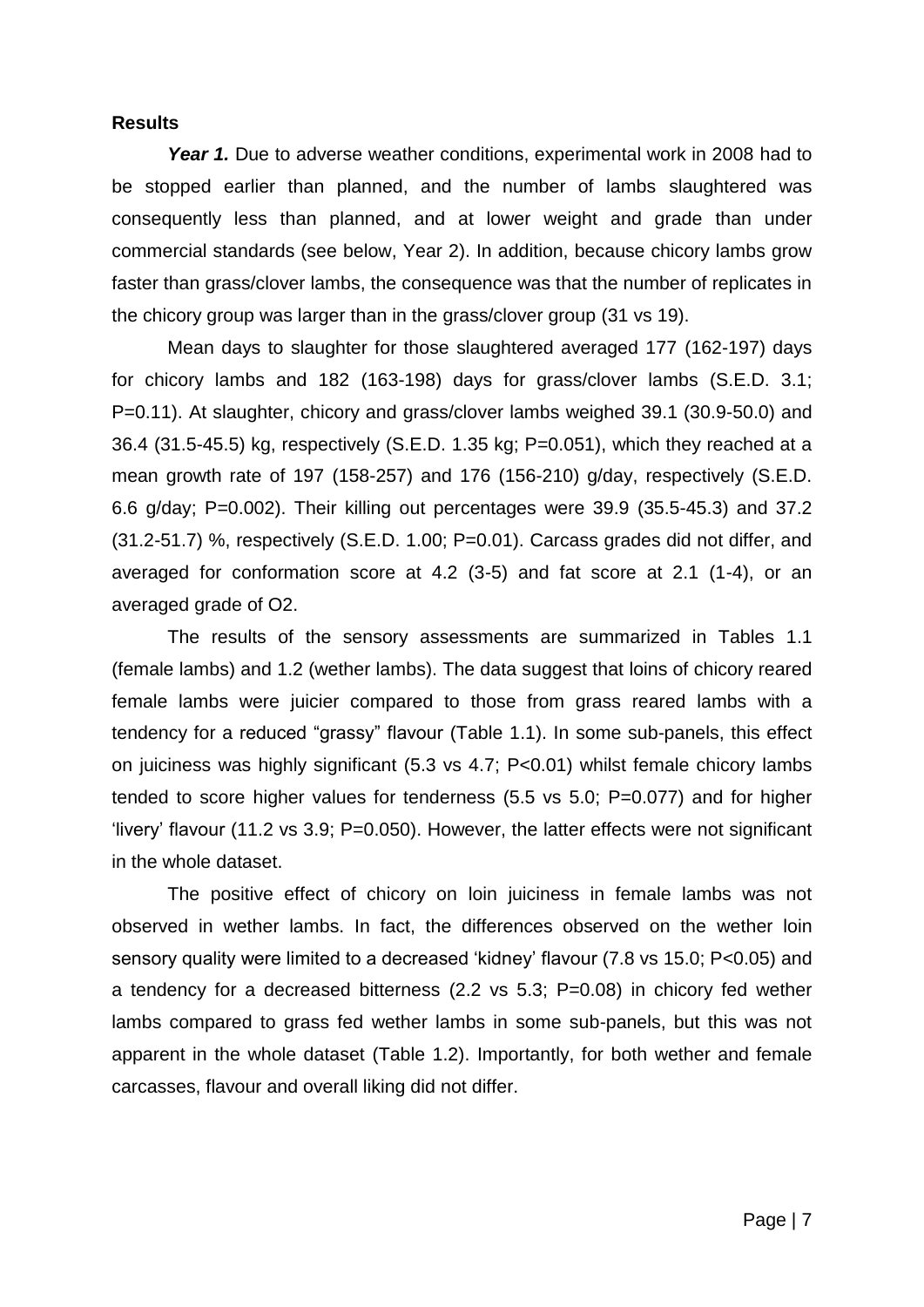## Results

***Year 1.*** Due to adverse weather conditions, experimental work in 2008 had to be stopped earlier than planned, and the number of lambs slaughtered was consequently less than planned, and at lower weight and grade than under commercial standards (see below, Year 2). In addition, because chicory lambs grow faster than grass/clover lambs, the consequence was that the number of replicates in the chicory group was larger than in the grass/clover group (31 vs 19).

Mean days to slaughter for those slaughtered averaged 177 (162-197) days for chicory lambs and 182 (163-198) days for grass/clover lambs (S.E.D. 3.1; P=0.11). At slaughter, chicory and grass/clover lambs weighed 39.1 (30.9-50.0) and 36.4 (31.5-45.5) kg, respectively (S.E.D. 1.35 kg; P=0.051), which they reached at a mean growth rate of 197 (158-257) and 176 (156-210) g/day, respectively (S.E.D. 6.6 g/day; P=0.002). Their killing out percentages were 39.9 (35.5-45.3) and 37.2 (31.2-51.7) %, respectively (S.E.D. 1.00; P=0.01). Carcass grades did not differ, and averaged for conformation score at 4.2 (3-5) and fat score at 2.1 (1-4), or an averaged grade of O2.

The results of the sensory assessments are summarized in Tables 1.1 (female lambs) and 1.2 (wether lambs). The data suggest that loins of chicory reared female lambs were juicier compared to those from grass reared lambs with a tendency for a reduced "grassy" flavour (Table 1.1). In some sub-panels, this effect on juiciness was highly significant (5.3 vs 4.7; P<0.01) whilst female chicory lambs tended to score higher values for tenderness (5.5 vs 5.0; P=0.077) and for higher 'livery' flavour (11.2 vs 3.9; P=0.050). However, the latter effects were not significant in the whole dataset.

The positive effect of chicory on loin juiciness in female lambs was not observed in wether lambs. In fact, the differences observed on the wether loin sensory quality were limited to a decreased 'kidney' flavour (7.8 vs 15.0; P<0.05) and a tendency for a decreased bitterness (2.2 vs 5.3; P=0.08) in chicory fed wether lambs compared to grass fed wether lambs in some sub-panels, but this was not apparent in the whole dataset (Table 1.2). Importantly, for both wether and female carcasses, flavour and overall liking did not differ.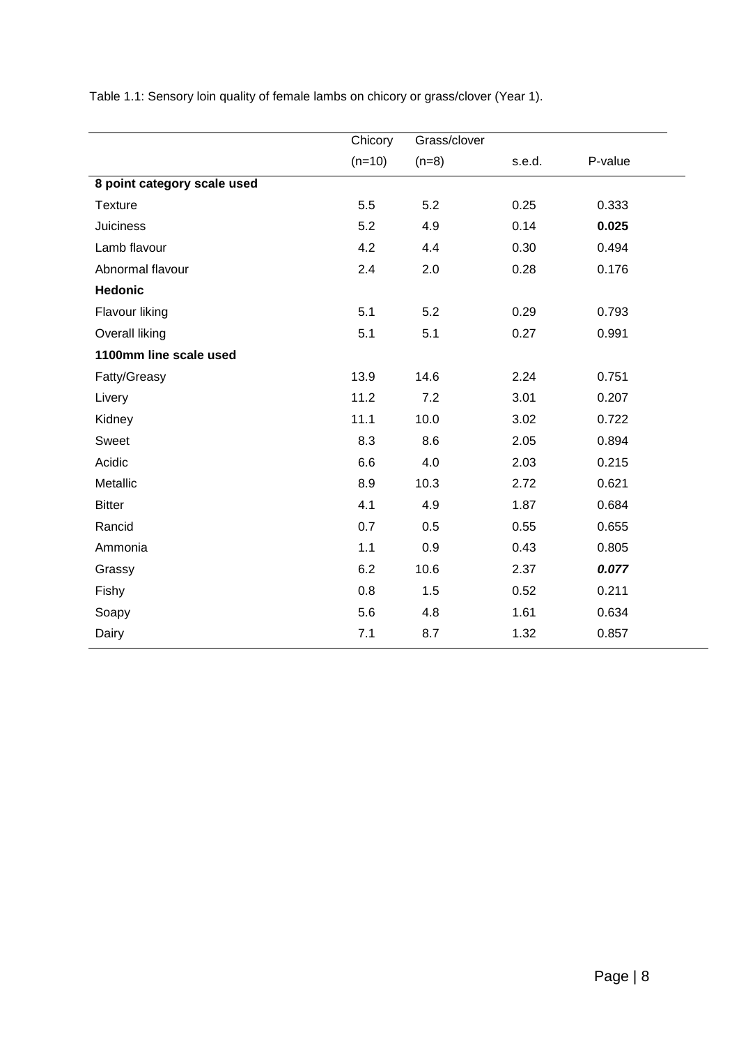Table 1.1: Sensory loin quality of female lambs on chicory or grass/clover (Year 1).

| | Chicory (n=10) | Grass/clover (n=8) | s.e.d. | P-value |
|---|---|---|---|---|
| **8 point category scale used** | | | | |
| Texture | 5.5 | 5.2 | 0.25 | 0.333 |
| Juiciness | 5.2 | 4.9 | 0.14 | **0.025** |
| Lamb flavour | 4.2 | 4.4 | 0.30 | 0.494 |
| Abnormal flavour | 2.4 | 2.0 | 0.28 | 0.176 |
| **Hedonic** | | | | |
| Flavour liking | 5.1 | 5.2 | 0.29 | 0.793 |
| Overall liking | 5.1 | 5.1 | 0.27 | 0.991 |
| **1100mm line scale used** | | | | |
| Fatty/Greasy | 13.9 | 14.6 | 2.24 | 0.751 |
| Livery | 11.2 | 7.2 | 3.01 | 0.207 |
| Kidney | 11.1 | 10.0 | 3.02 | 0.722 |
| Sweet | 8.3 | 8.6 | 2.05 | 0.894 |
| Acidic | 6.6 | 4.0 | 2.03 | 0.215 |
| Metallic | 8.9 | 10.3 | 2.72 | 0.621 |
| Bitter | 4.1 | 4.9 | 1.87 | 0.684 |
| Rancid | 0.7 | 0.5 | 0.55 | 0.655 |
| Ammonia | 1.1 | 0.9 | 0.43 | 0.805 |
| Grassy | 6.2 | 10.6 | 2.37 | ***0.077*** |
| Fishy | 0.8 | 1.5 | 0.52 | 0.211 |
| Soapy | 5.6 | 4.8 | 1.61 | 0.634 |
| Dairy | 7.1 | 8.7 | 1.32 | 0.857 |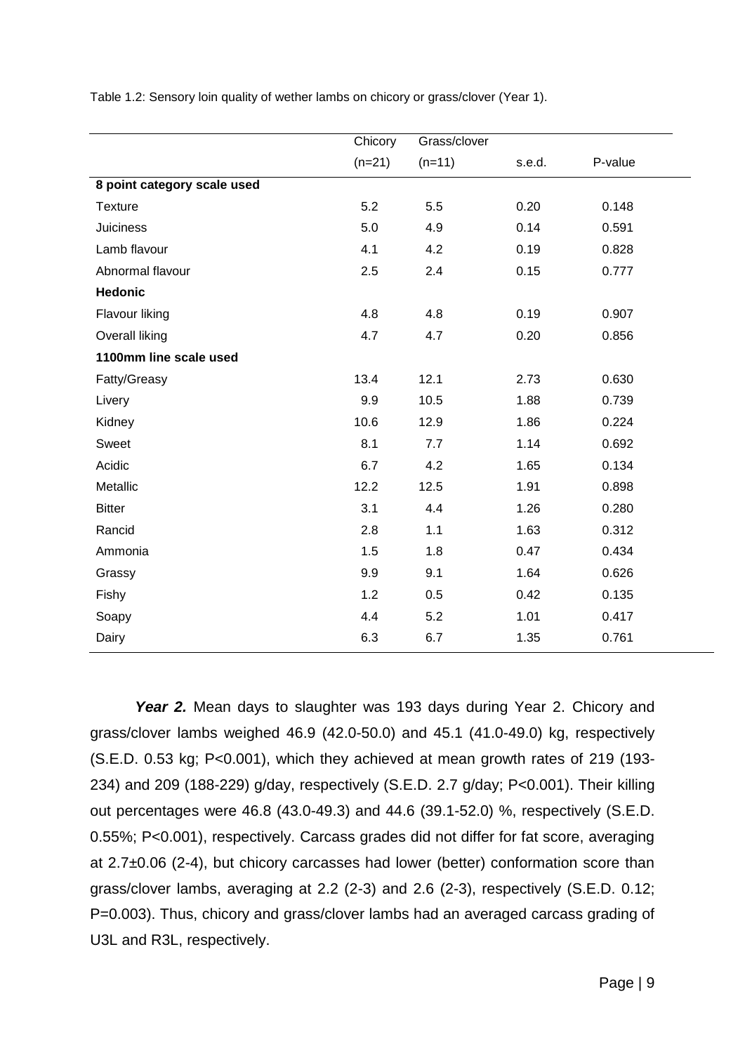Table 1.2: Sensory loin quality of wether lambs on chicory or grass/clover (Year 1).

| | Chicory (n=21) | Grass/clover (n=11) | s.e.d. | P-value |
|---|---|---|---|---|
| **8 point category scale used** | | | | |
| Texture | 5.2 | 5.5 | 0.20 | 0.148 |
| Juiciness | 5.0 | 4.9 | 0.14 | 0.591 |
| Lamb flavour | 4.1 | 4.2 | 0.19 | 0.828 |
| Abnormal flavour | 2.5 | 2.4 | 0.15 | 0.777 |
| **Hedonic** | | | | |
| Flavour liking | 4.8 | 4.8 | 0.19 | 0.907 |
| Overall liking | 4.7 | 4.7 | 0.20 | 0.856 |
| **1100mm line scale used** | | | | |
| Fatty/Greasy | 13.4 | 12.1 | 2.73 | 0.630 |
| Livery | 9.9 | 10.5 | 1.88 | 0.739 |
| Kidney | 10.6 | 12.9 | 1.86 | 0.224 |
| Sweet | 8.1 | 7.7 | 1.14 | 0.692 |
| Acidic | 6.7 | 4.2 | 1.65 | 0.134 |
| Metallic | 12.2 | 12.5 | 1.91 | 0.898 |
| Bitter | 3.1 | 4.4 | 1.26 | 0.280 |
| Rancid | 2.8 | 1.1 | 1.63 | 0.312 |
| Ammonia | 1.5 | 1.8 | 0.47 | 0.434 |
| Grassy | 9.9 | 9.1 | 1.64 | 0.626 |
| Fishy | 1.2 | 0.5 | 0.42 | 0.135 |
| Soapy | 4.4 | 5.2 | 1.01 | 0.417 |
| Dairy | 6.3 | 6.7 | 1.35 | 0.761 |

***Year 2.*** Mean days to slaughter was 193 days during Year 2. Chicory and grass/clover lambs weighed 46.9 (42.0-50.0) and 45.1 (41.0-49.0) kg, respectively (S.E.D. 0.53 kg; $P<0.001$), which they achieved at mean growth rates of 219 (193-234) and 209 (188-229) g/day, respectively (S.E.D. 2.7 g/day; $P<0.001$). Their killing out percentages were 46.8 (43.0-49.3) and 44.6 (39.1-52.0) %, respectively (S.E.D. 0.55%; $P<0.001$), respectively. Carcass grades did not differ for fat score, averaging at $2.7\pm0.06$ (2-4), but chicory carcasses had lower (better) conformation score than grass/clover lambs, averaging at 2.2 (2-3) and 2.6 (2-3), respectively (S.E.D. 0.12; $P=0.003$). Thus, chicory and grass/clover lambs had an averaged carcass grading of U3L and R3L, respectively.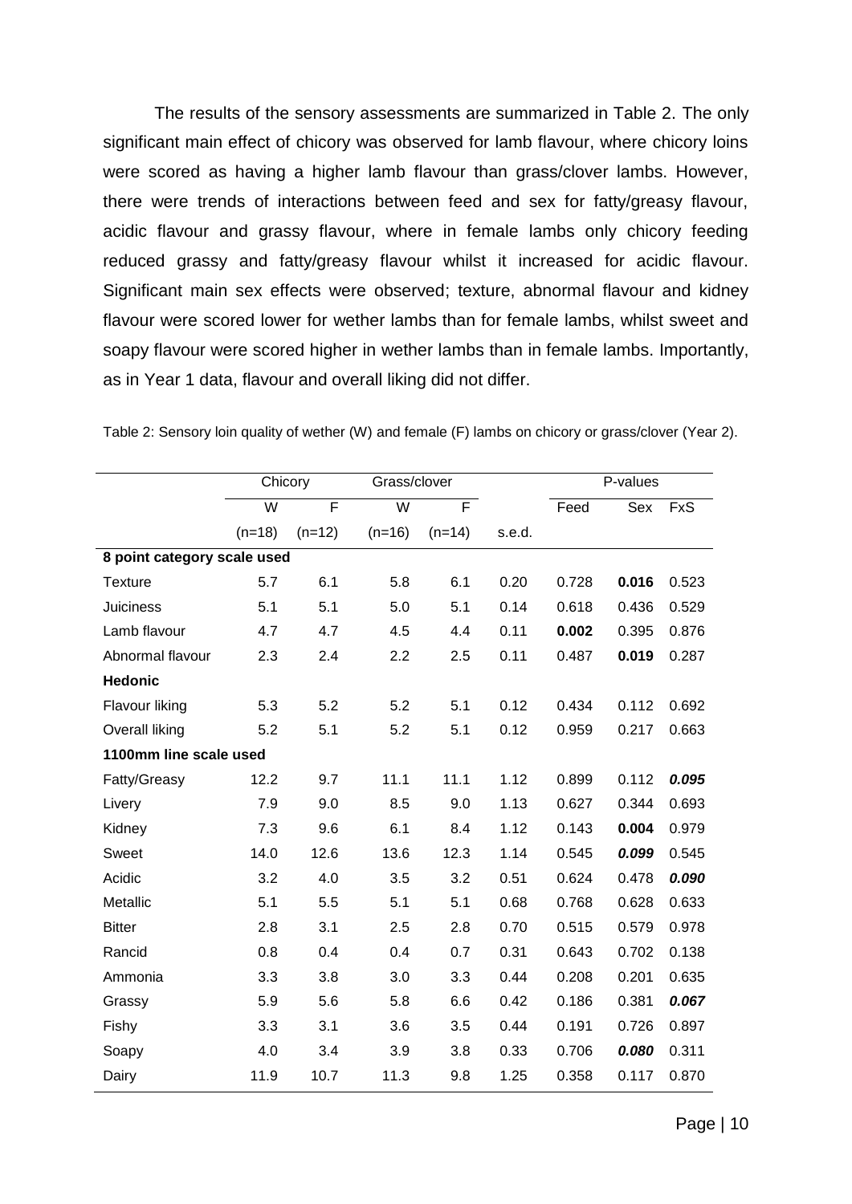The results of the sensory assessments are summarized in Table 2. The only significant main effect of chicory was observed for lamb flavour, where chicory loins were scored as having a higher lamb flavour than grass/clover lambs. However, there were trends of interactions between feed and sex for fatty/greasy flavour, acidic flavour and grassy flavour, where in female lambs only chicory feeding reduced grassy and fatty/greasy flavour whilst it increased for acidic flavour. Significant main sex effects were observed; texture, abnormal flavour and kidney flavour were scored lower for wether lambs than for female lambs, whilst sweet and soapy flavour were scored higher in wether lambs than in female lambs. Importantly, as in Year 1 data, flavour and overall liking did not differ.

Table 2: Sensory loin quality of wether (W) and female (F) lambs on chicory or grass/clover (Year 2).

| | Chicory | | Grass/clover | | | P-values | | |
|---|---|---|---|---|---|---|---|---|
| | W | F | W | F | | Feed | Sex | FxS |
| | (n=18) | (n=12) | (n=16) | (n=14) | s.e.d. | | | |
| **8 point category scale used** | | | | | | | | |
| Texture | 5.7 | 6.1 | 5.8 | 6.1 | 0.20 | 0.728 | **0.016** | 0.523 |
| Juiciness | 5.1 | 5.1 | 5.0 | 5.1 | 0.14 | 0.618 | 0.436 | 0.529 |
| Lamb flavour | 4.7 | 4.7 | 4.5 | 4.4 | 0.11 | **0.002** | 0.395 | 0.876 |
| Abnormal flavour | 2.3 | 2.4 | 2.2 | 2.5 | 0.11 | 0.487 | **0.019** | 0.287 |
| **Hedonic** | | | | | | | | |
| Flavour liking | 5.3 | 5.2 | 5.2 | 5.1 | 0.12 | 0.434 | 0.112 | 0.692 |
| Overall liking | 5.2 | 5.1 | 5.2 | 5.1 | 0.12 | 0.959 | 0.217 | 0.663 |
| **1100mm line scale used** | | | | | | | | |
| Fatty/Greasy | 12.2 | 9.7 | 11.1 | 11.1 | 1.12 | 0.899 | 0.112 | ***0.095*** |
| Livery | 7.9 | 9.0 | 8.5 | 9.0 | 1.13 | 0.627 | 0.344 | 0.693 |
| Kidney | 7.3 | 9.6 | 6.1 | 8.4 | 1.12 | 0.143 | **0.004** | 0.979 |
| Sweet | 14.0 | 12.6 | 13.6 | 12.3 | 1.14 | 0.545 | ***0.099*** | 0.545 |
| Acidic | 3.2 | 4.0 | 3.5 | 3.2 | 0.51 | 0.624 | 0.478 | ***0.090*** |
| Metallic | 5.1 | 5.5 | 5.1 | 5.1 | 0.68 | 0.768 | 0.628 | 0.633 |
| Bitter | 2.8 | 3.1 | 2.5 | 2.8 | 0.70 | 0.515 | 0.579 | 0.978 |
| Rancid | 0.8 | 0.4 | 0.4 | 0.7 | 0.31 | 0.643 | 0.702 | 0.138 |
| Ammonia | 3.3 | 3.8 | 3.0 | 3.3 | 0.44 | 0.208 | 0.201 | 0.635 |
| Grassy | 5.9 | 5.6 | 5.8 | 6.6 | 0.42 | 0.186 | 0.381 | ***0.067*** |
| Fishy | 3.3 | 3.1 | 3.6 | 3.5 | 0.44 | 0.191 | 0.726 | 0.897 |
| Soapy | 4.0 | 3.4 | 3.9 | 3.8 | 0.33 | 0.706 | ***0.080*** | 0.311 |
| Dairy | 11.9 | 10.7 | 11.3 | 9.8 | 1.25 | 0.358 | 0.117 | 0.870 |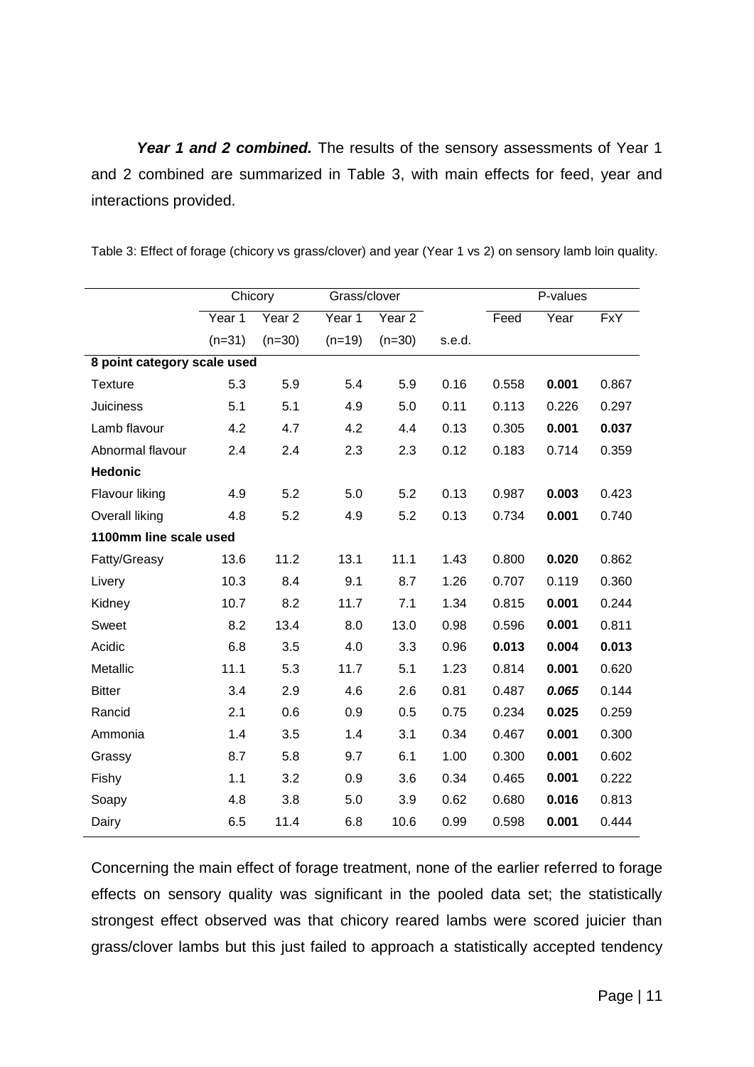***Year 1 and 2 combined.*** The results of the sensory assessments of Year 1 and 2 combined are summarized in Table 3, with main effects for feed, year and interactions provided.

Table 3: Effect of forage (chicory vs grass/clover) and year (Year 1 vs 2) on sensory lamb loin quality.

| | Chicory | | Grass/clover | | | P-values | | |
|---|---|---|---|---|---|---|---|---|
| | Year 1 | Year 2 | Year 1 | Year 2 | | Feed | Year | FxY |
| | (n=31) | (n=30) | (n=19) | (n=30) | s.e.d. | | | |
| **8 point category scale used** | | | | | | | | |
| Texture | 5.3 | 5.9 | 5.4 | 5.9 | 0.16 | 0.558 | **0.001** | 0.867 |
| Juiciness | 5.1 | 5.1 | 4.9 | 5.0 | 0.11 | 0.113 | 0.226 | 0.297 |
| Lamb flavour | 4.2 | 4.7 | 4.2 | 4.4 | 0.13 | 0.305 | **0.001** | **0.037** |
| Abnormal flavour | 2.4 | 2.4 | 2.3 | 2.3 | 0.12 | 0.183 | 0.714 | 0.359 |
| **Hedonic** | | | | | | | | |
| Flavour liking | 4.9 | 5.2 | 5.0 | 5.2 | 0.13 | 0.987 | **0.003** | 0.423 |
| Overall liking | 4.8 | 5.2 | 4.9 | 5.2 | 0.13 | 0.734 | **0.001** | 0.740 |
| **1100mm line scale used** | | | | | | | | |
| Fatty/Greasy | 13.6 | 11.2 | 13.1 | 11.1 | 1.43 | 0.800 | **0.020** | 0.862 |
| Livery | 10.3 | 8.4 | 9.1 | 8.7 | 1.26 | 0.707 | 0.119 | 0.360 |
| Kidney | 10.7 | 8.2 | 11.7 | 7.1 | 1.34 | 0.815 | **0.001** | 0.244 |
| Sweet | 8.2 | 13.4 | 8.0 | 13.0 | 0.98 | 0.596 | **0.001** | 0.811 |
| Acidic | 6.8 | 3.5 | 4.0 | 3.3 | 0.96 | **0.013** | **0.004** | **0.013** |
| Metallic | 11.1 | 5.3 | 11.7 | 5.1 | 1.23 | 0.814 | **0.001** | 0.620 |
| Bitter | 3.4 | 2.9 | 4.6 | 2.6 | 0.81 | 0.487 | ***0.065*** | 0.144 |
| Rancid | 2.1 | 0.6 | 0.9 | 0.5 | 0.75 | 0.234 | **0.025** | 0.259 |
| Ammonia | 1.4 | 3.5 | 1.4 | 3.1 | 0.34 | 0.467 | **0.001** | 0.300 |
| Grassy | 8.7 | 5.8 | 9.7 | 6.1 | 1.00 | 0.300 | **0.001** | 0.602 |
| Fishy | 1.1 | 3.2 | 0.9 | 3.6 | 0.34 | 0.465 | **0.001** | 0.222 |
| Soapy | 4.8 | 3.8 | 5.0 | 3.9 | 0.62 | 0.680 | **0.016** | 0.813 |
| Dairy | 6.5 | 11.4 | 6.8 | 10.6 | 0.99 | 0.598 | **0.001** | 0.444 |

Concerning the main effect of forage treatment, none of the earlier referred to forage effects on sensory quality was significant in the pooled data set; the statistically strongest effect observed was that chicory reared lambs were scored juicier than grass/clover lambs but this just failed to approach a statistically accepted tendency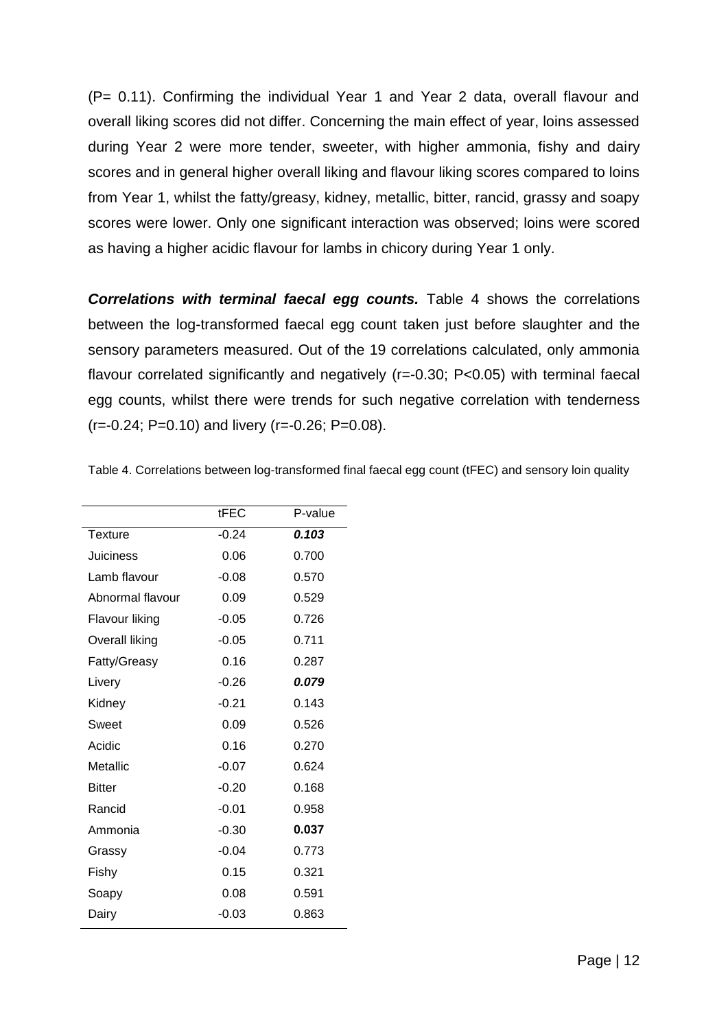(P= 0.11). Confirming the individual Year 1 and Year 2 data, overall flavour and overall liking scores did not differ. Concerning the main effect of year, loins assessed during Year 2 were more tender, sweeter, with higher ammonia, fishy and dairy scores and in general higher overall liking and flavour liking scores compared to loins from Year 1, whilst the fatty/greasy, kidney, metallic, bitter, rancid, grassy and soapy scores were lower. Only one significant interaction was observed; loins were scored as having a higher acidic flavour for lambs in chicory during Year 1 only.

***Correlations with terminal faecal egg counts.*** Table 4 shows the correlations between the log-transformed faecal egg count taken just before slaughter and the sensory parameters measured. Out of the 19 correlations calculated, only ammonia flavour correlated significantly and negatively ($r=-0.30$; $P<0.05$) with terminal faecal egg counts, whilst there were trends for such negative correlation with tenderness ($r=-0.24$; $P=0.10$) and livery ($r=-0.26$; $P=0.08$).

Table 4. Correlations between log-transformed final faecal egg count (tFEC) and sensory loin quality

| | tFEC | P-value |
|---|---|---|
| Texture | -0.24 | ***0.103*** |
| Juiciness | 0.06 | 0.700 |
| Lamb flavour | -0.08 | 0.570 |
| Abnormal flavour | 0.09 | 0.529 |
| Flavour liking | -0.05 | 0.726 |
| Overall liking | -0.05 | 0.711 |
| Fatty/Greasy | 0.16 | 0.287 |
| Livery | -0.26 | ***0.079*** |
| Kidney | -0.21 | 0.143 |
| Sweet | 0.09 | 0.526 |
| Acidic | 0.16 | 0.270 |
| Metallic | -0.07 | 0.624 |
| Bitter | -0.20 | 0.168 |
| Rancid | -0.01 | 0.958 |
| Ammonia | -0.30 | **0.037** |
| Grassy | -0.04 | 0.773 |
| Fishy | 0.15 | 0.321 |
| Soapy | 0.08 | 0.591 |
| Dairy | -0.03 | 0.863 |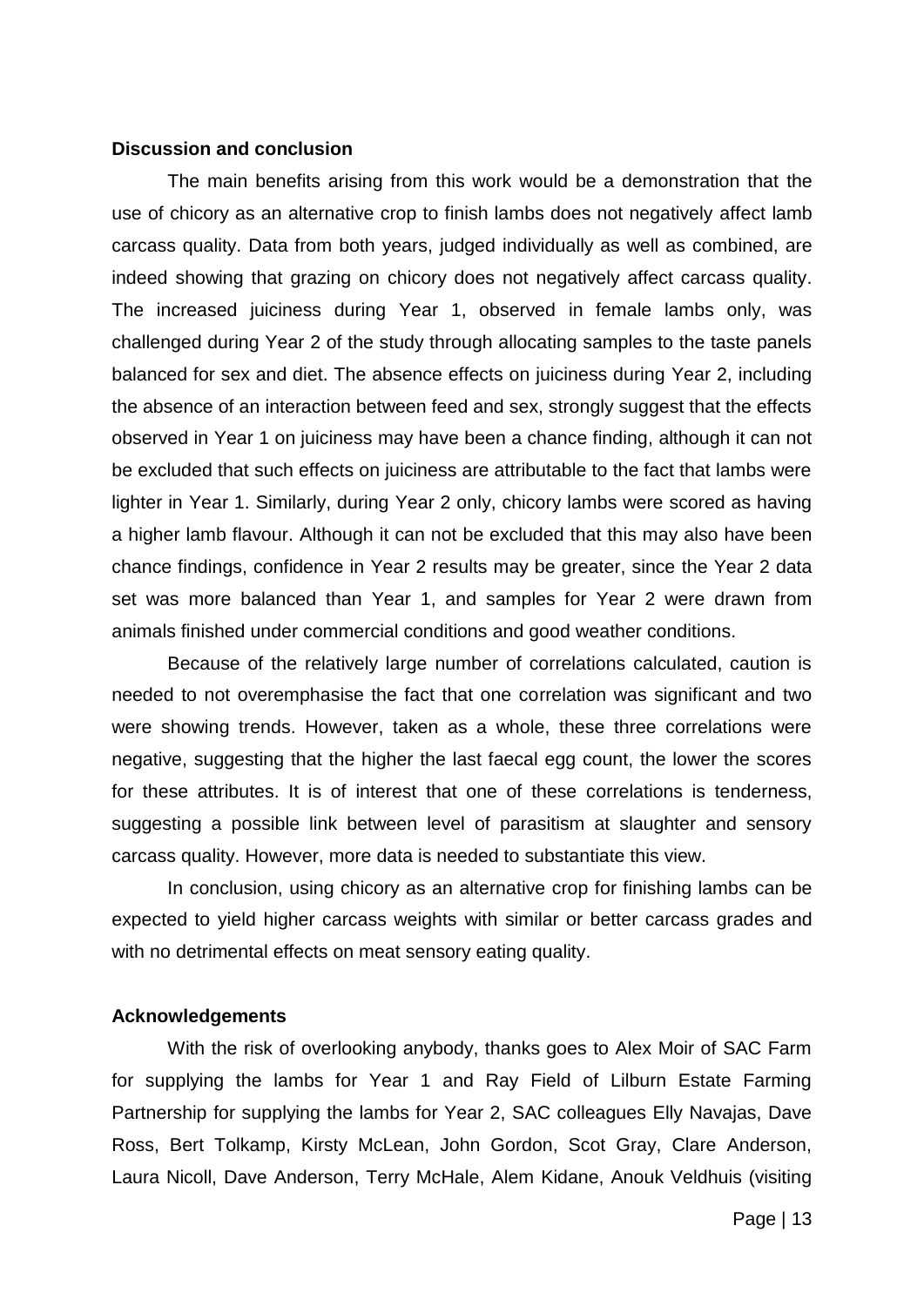**Discussion and conclusion**

The main benefits arising from this work would be a demonstration that the use of chicory as an alternative crop to finish lambs does not negatively affect lamb carcass quality. Data from both years, judged individually as well as combined, are indeed showing that grazing on chicory does not negatively affect carcass quality. The increased juiciness during Year 1, observed in female lambs only, was challenged during Year 2 of the study through allocating samples to the taste panels balanced for sex and diet. The absence effects on juiciness during Year 2, including the absence of an interaction between feed and sex, strongly suggest that the effects observed in Year 1 on juiciness may have been a chance finding, although it can not be excluded that such effects on juiciness are attributable to the fact that lambs were lighter in Year 1. Similarly, during Year 2 only, chicory lambs were scored as having a higher lamb flavour. Although it can not be excluded that this may also have been chance findings, confidence in Year 2 results may be greater, since the Year 2 data set was more balanced than Year 1, and samples for Year 2 were drawn from animals finished under commercial conditions and good weather conditions.

Because of the relatively large number of correlations calculated, caution is needed to not overemphasise the fact that one correlation was significant and two were showing trends. However, taken as a whole, these three correlations were negative, suggesting that the higher the last faecal egg count, the lower the scores for these attributes. It is of interest that one of these correlations is tenderness, suggesting a possible link between level of parasitism at slaughter and sensory carcass quality. However, more data is needed to substantiate this view.

In conclusion, using chicory as an alternative crop for finishing lambs can be expected to yield higher carcass weights with similar or better carcass grades and with no detrimental effects on meat sensory eating quality.

**Acknowledgements**

With the risk of overlooking anybody, thanks goes to Alex Moir of SAC Farm for supplying the lambs for Year 1 and Ray Field of Lilburn Estate Farming Partnership for supplying the lambs for Year 2, SAC colleagues Elly Navajas, Dave Ross, Bert Tolkamp, Kirsty McLean, John Gordon, Scot Gray, Clare Anderson, Laura Nicoll, Dave Anderson, Terry McHale, Alem Kidane, Anouk Veldhuis (visiting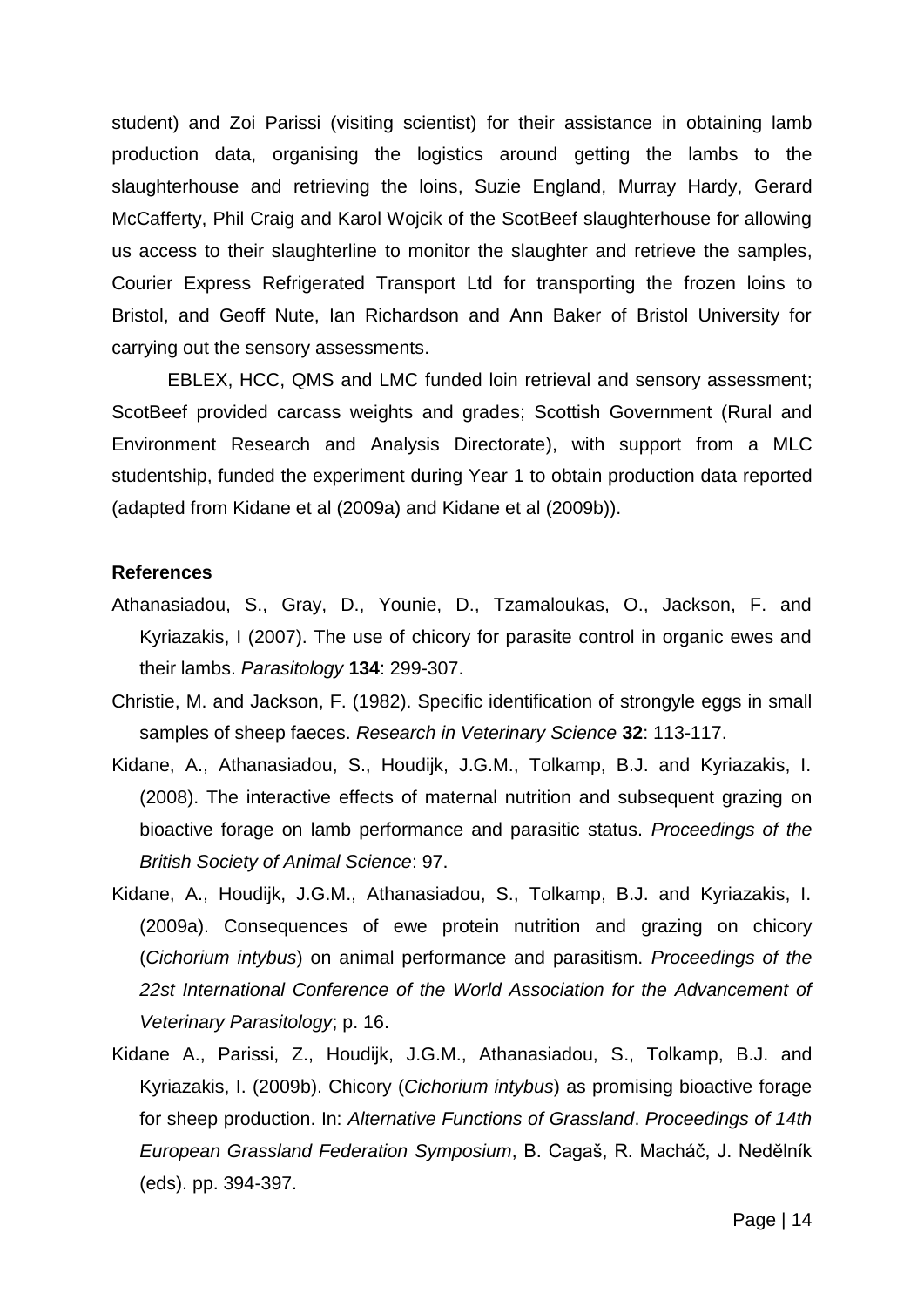student) and Zoi Parissi (visiting scientist) for their assistance in obtaining lamb production data, organising the logistics around getting the lambs to the slaughterhouse and retrieving the loins, Suzie England, Murray Hardy, Gerard McCafferty, Phil Craig and Karol Wojcik of the ScotBeef slaughterhouse for allowing us access to their slaughterline to monitor the slaughter and retrieve the samples, Courier Express Refrigerated Transport Ltd for transporting the frozen loins to Bristol, and Geoff Nute, Ian Richardson and Ann Baker of Bristol University for carrying out the sensory assessments.

EBLEX, HCC, QMS and LMC funded loin retrieval and sensory assessment; ScotBeef provided carcass weights and grades; Scottish Government (Rural and Environment Research and Analysis Directorate), with support from a MLC studentship, funded the experiment during Year 1 to obtain production data reported (adapted from Kidane et al (2009a) and Kidane et al (2009b)).

**References**

Athanasiadou, S., Gray, D., Younie, D., Tzamaloukas, O., Jackson, F. and Kyriazakis, I (2007). The use of chicory for parasite control in organic ewes and their lambs. *Parasitology* **134**: 299-307.

Christie, M. and Jackson, F. (1982). Specific identification of strongyle eggs in small samples of sheep faeces. *Research in Veterinary Science* **32**: 113-117.

Kidane, A., Athanasiadou, S., Houdijk, J.G.M., Tolkamp, B.J. and Kyriazakis, I. (2008). The interactive effects of maternal nutrition and subsequent grazing on bioactive forage on lamb performance and parasitic status. *Proceedings of the British Society of Animal Science*: 97.

Kidane, A., Houdijk, J.G.M., Athanasiadou, S., Tolkamp, B.J. and Kyriazakis, I. (2009a). Consequences of ewe protein nutrition and grazing on chicory (*Cichorium intybus*) on animal performance and parasitism. *Proceedings of the 22st International Conference of the World Association for the Advancement of Veterinary Parasitology*; p. 16.

Kidane A., Parissi, Z., Houdijk, J.G.M., Athanasiadou, S., Tolkamp, B.J. and Kyriazakis, I. (2009b). Chicory (*Cichorium intybus*) as promising bioactive forage for sheep production. In: *Alternative Functions of Grassland*. *Proceedings of 14th European Grassland Federation Symposium*, B. Cagaš, R. Macháč, J. Nedělník (eds). pp. 394-397.